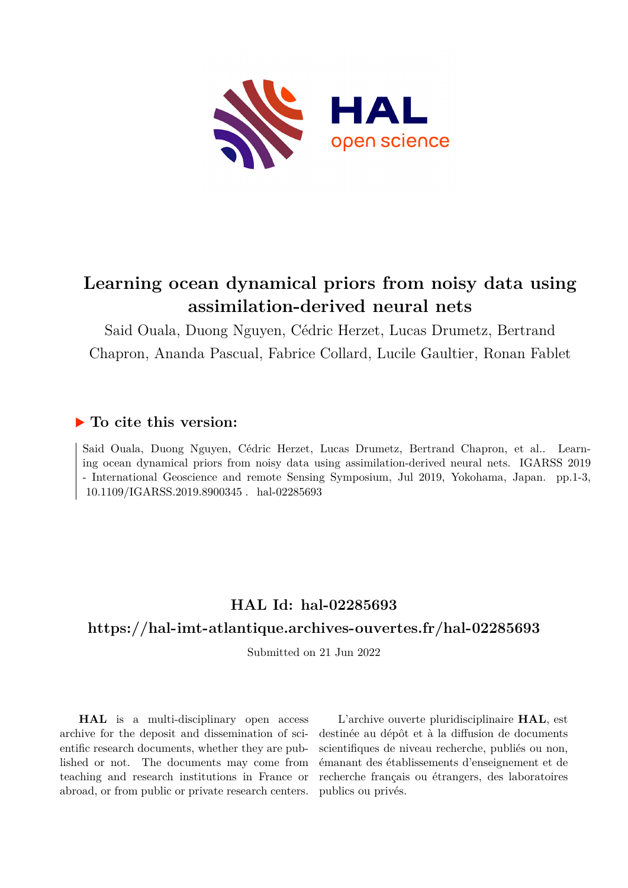# Learning ocean dynamical priors from noisy data using assimilation-derived neural nets

Said Ouala, Duong Nguyen, Cédric Herzet, Lucas Drumetz, Bertrand Chapron, Ananda Pascual, Fabrice Collard, Lucile Gaultier, Ronan Fablet

## ▶ To cite this version:

Said Ouala, Duong Nguyen, Cédric Herzet, Lucas Drumetz, Bertrand Chapron, et al.. Learning ocean dynamical priors from noisy data using assimilation-derived neural nets. IGARSS 2019 - International Geoscience and remote Sensing Symposium, Jul 2019, Yokohama, Japan. pp.1-3, 10.1109/IGARSS.2019.8900345 . hal-02285693

## HAL Id: hal-02285693

## https://hal-imt-atlantique.archives-ouvertes.fr/hal-02285693

Submitted on 21 Jun 2022

**HAL** is a multi-disciplinary open access archive for the deposit and dissemination of scientific research documents, whether they are published or not. The documents may come from teaching and research institutions in France or abroad, or from public or private research centers.

L'archive ouverte pluridisciplinaire **HAL**, est destinée au dépôt et à la diffusion de documents scientifiques de niveau recherche, publiés ou non, émanant des établissements d'enseignement et de recherche français ou étrangers, des laboratoires publics ou privés.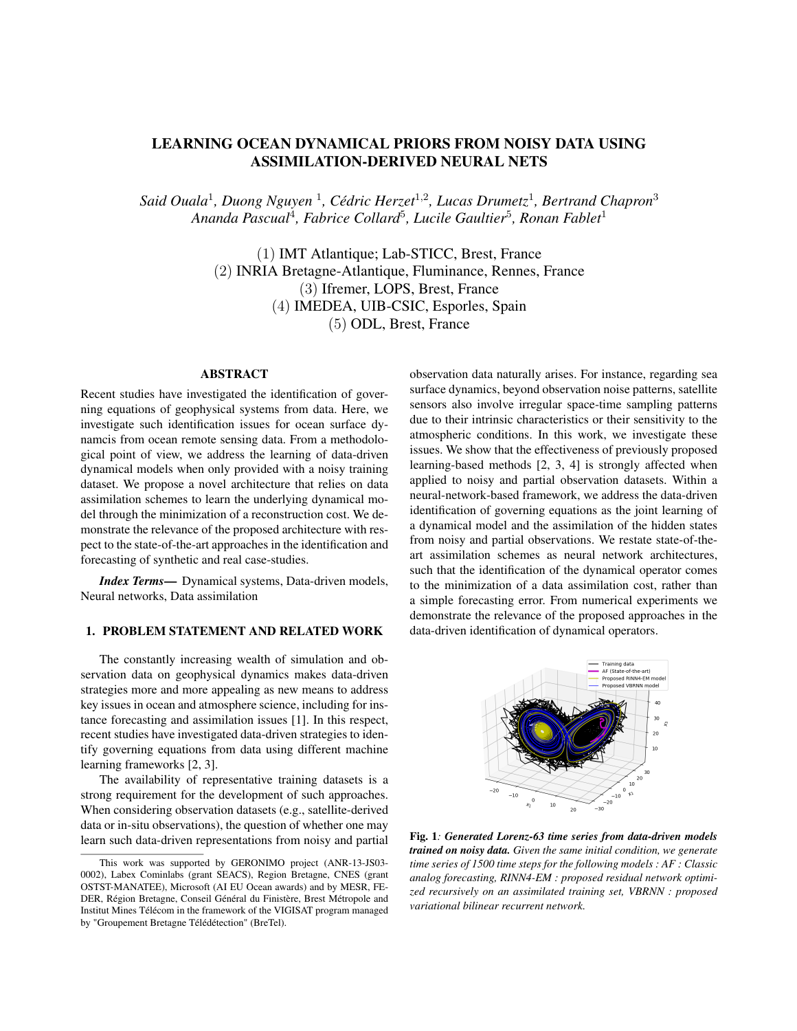# LEARNING OCEAN DYNAMICAL PRIORS FROM NOISY DATA USING ASSIMILATION-DERIVED NEURAL NETS

*Said Ouala*[1], *Duong Nguyen* [1], *Cédric Herzet*[1,2], *Lucas Drumetz*[1], *Bertrand Chapron*[3]
*Ananda Pascual*[4], *Fabrice Collard*[5], *Lucile Gaultier*[5], *Ronan Fablet*[1]

(1) IMT Atlantique; Lab-STICC, Brest, France
(2) INRIA Bretagne-Atlantique, Fluminance, Rennes, France
(3) Ifremer, LOPS, Brest, France
(4) IMEDEA, UIB-CSIC, Esporles, Spain
(5) ODL, Brest, France

## ABSTRACT

Recent studies have investigated the identification of governing equations of geophysical systems from data. Here, we investigate such identification issues for ocean surface dynamcis from ocean remote sensing data. From a methodological point of view, we address the learning of data-driven dynamical models when only provided with a noisy training dataset. We propose a novel architecture that relies on data assimilation schemes to learn the underlying dynamical model through the minimization of a reconstruction cost. We demonstrate the relevance of the proposed architecture with respect to the state-of-the-art approaches in the identification and forecasting of synthetic and real case-studies.

***Index Terms*—** Dynamical systems, Data-driven models, Neural networks, Data assimilation

## 1. PROBLEM STATEMENT AND RELATED WORK

The constantly increasing wealth of simulation and observation data on geophysical dynamics makes data-driven strategies more and more appealing as new means to address key issues in ocean and atmosphere science, including for instance forecasting and assimilation issues [1]. In this respect, recent studies have investigated data-driven strategies to identify governing equations from data using different machine learning frameworks [2, 3].

The availability of representative training datasets is a strong requirement for the development of such approaches. When considering observation datasets (e.g., satellite-derived data or in-situ observations), the question of whether one may learn such data-driven representations from noisy and partial observation data naturally arises. For instance, regarding sea surface dynamics, beyond observation noise patterns, satellite sensors also involve irregular space-time sampling patterns due to their intrinsic characteristics or their sensitivity to the atmospheric conditions. In this work, we investigate these issues. We show that the effectiveness of previously proposed learning-based methods [2, 3, 4] is strongly affected when applied to noisy and partial observation datasets. Within a neural-network-based framework, we address the data-driven identification of governing equations as the joint learning of a dynamical model and the assimilation of the hidden states from noisy and partial observations. We restate state-of-the-art assimilation schemes as neural network architectures, such that the identification of the dynamical operator comes to the minimization of a data assimilation cost, rather than a simple forecasting error. From numerical experiments we demonstrate the relevance of the proposed approaches in the data-driven identification of dynamical operators.

**Fig. 1***: Generated Lorenz-63 time series from data-driven models trained on noisy data. Given the same initial condition, we generate time series of 1500 time steps for the following models : AF : Classic analog forecasting, RINN4-EM : proposed residual network optimized recursively on an assimilated training set, VBRNN : proposed variational bilinear recurrent network.*

This work was supported by GERONIMO project (ANR-13-JS03-0002), Labex Cominlabs (grant SEACS), Region Bretagne, CNES (grant OSTST-MANATEE), Microsoft (AI EU Ocean awards) and by MESR, FEDER, Région Bretagne, Conseil Général du Finistère, Brest Métropole and Institut Mines Télécom in the framework of the VIGISAT program managed by "Groupement Bretagne Télédétection" (BreTel).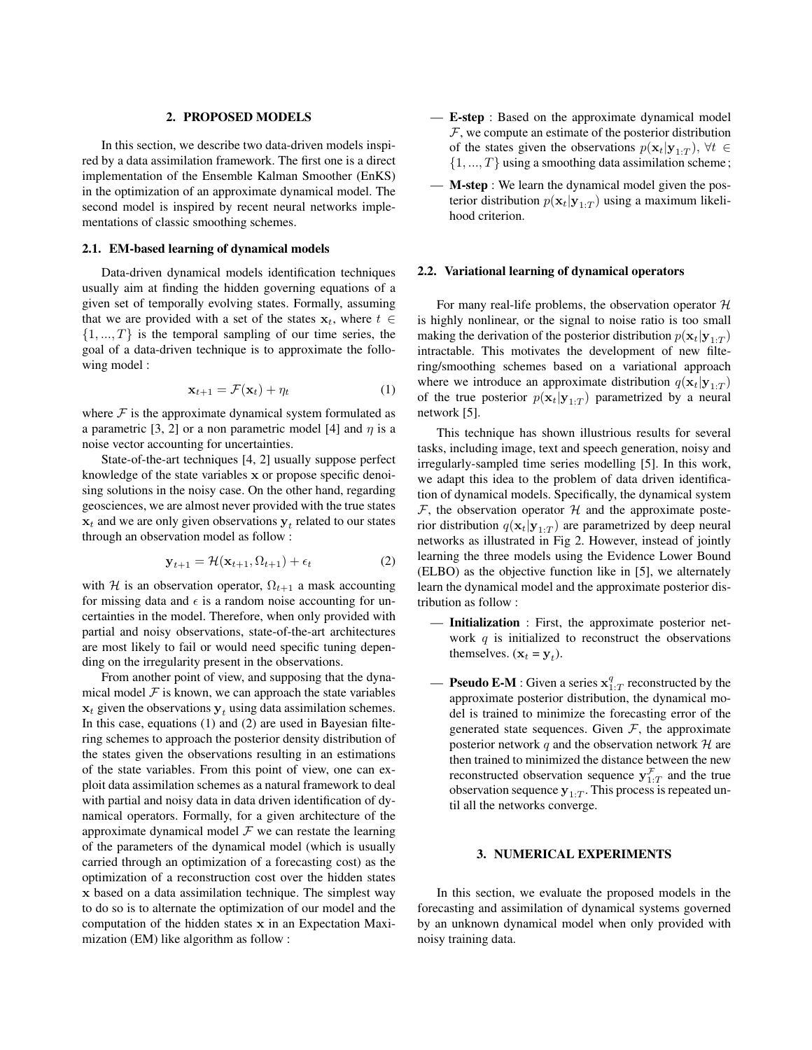## 2. PROPOSED MODELS

In this section, we describe two data-driven models inspired by a data assimilation framework. The first one is a direct implementation of the Ensemble Kalman Smoother (EnKS) in the optimization of an approximate dynamical model. The second model is inspired by recent neural networks implementations of classic smoothing schemes.

### 2.1. EM-based learning of dynamical models

Data-driven dynamical models identification techniques usually aim at finding the hidden governing equations of a given set of temporally evolving states. Formally, assuming that we are provided with a set of the states $\mathbf{x}_t$, where $t \in \{1, ..., T\}$ is the temporal sampling of our time series, the goal of a data-driven technique is to approximate the following model :

$$\mathbf{x}_{t+1} = \mathcal{F}(\mathbf{x}_t) + \eta_t \tag{1}$$

where $\mathcal{F}$ is the approximate dynamical system formulated as a parametric [3, 2] or a non parametric model [4] and $\eta$ is a noise vector accounting for uncertainties.

State-of-the-art techniques [4, 2] usually suppose perfect knowledge of the state variables $\mathbf{x}$ or propose specific denoising solutions in the noisy case. On the other hand, regarding geosciences, we are almost never provided with the true states $\mathbf{x}_t$ and we are only given observations $\mathbf{y}_t$ related to our states through an observation model as follow :

$$\mathbf{y}_{t+1} = \mathcal{H}(\mathbf{x}_{t+1}, \Omega_{t+1}) + \epsilon_t \tag{2}$$

with $\mathcal{H}$ is an observation operator, $\Omega_{t+1}$ a mask accounting for missing data and $\epsilon$ is a random noise accounting for uncertainties in the model. Therefore, when only provided with partial and noisy observations, state-of-the-art architectures are most likely to fail or would need specific tuning depending on the irregularity present in the observations.

From another point of view, and supposing that the dynamical model $\mathcal{F}$ is known, we can approach the state variables $\mathbf{x}_t$ given the observations $\mathbf{y}_t$ using data assimilation schemes. In this case, equations (1) and (2) are used in Bayesian filtering schemes to approach the posterior density distribution of the states given the observations resulting in an estimations of the state variables. From this point of view, one can exploit data assimilation schemes as a natural framework to deal with partial and noisy data in data driven identification of dynamical operators. Formally, for a given architecture of the approximate dynamical model $\mathcal{F}$ we can restate the learning of the parameters of the dynamical model (which is usually carried through an optimization of a forecasting cost) as the optimization of a reconstruction cost over the hidden states $\mathbf{x}$ based on a data assimilation technique. The simplest way to do so is to alternate the optimization of our model and the computation of the hidden states $\mathbf{x}$ in an Expectation Maximization (EM) like algorithm as follow :

- **E-step** : Based on the approximate dynamical model $\mathcal{F}$, we compute an estimate of the posterior distribution of the states given the observations $p(\mathbf{x}_t|\mathbf{y}_{1:T})$, $\forall t \in \{1, ..., T\}$ using a smoothing data assimilation scheme ;
- **M-step** : We learn the dynamical model given the posterior distribution $p(\mathbf{x}_t|\mathbf{y}_{1:T})$ using a maximum likelihood criterion.

### 2.2. Variational learning of dynamical operators

For many real-life problems, the observation operator $\mathcal{H}$ is highly nonlinear, or the signal to noise ratio is too small making the derivation of the posterior distribution $p(\mathbf{x}_t|\mathbf{y}_{1:T})$ intractable. This motivates the development of new filtering/smoothing schemes based on a variational approach where we introduce an approximate distribution $q(\mathbf{x}_t|\mathbf{y}_{1:T})$ of the true posterior $p(\mathbf{x}_t|\mathbf{y}_{1:T})$ parametrized by a neural network [5].

This technique has shown illustrious results for several tasks, including image, text and speech generation, noisy and irregularly-sampled time series modelling [5]. In this work, we adapt this idea to the problem of data driven identification of dynamical models. Specifically, the dynamical system $\mathcal{F}$, the observation operator $\mathcal{H}$ and the approximate posterior distribution $q(\mathbf{x}_t|\mathbf{y}_{1:T})$ are parametrized by deep neural networks as illustrated in Fig 2. However, instead of jointly learning the three models using the Evidence Lower Bound (ELBO) as the objective function like in [5], we alternately learn the dynamical model and the approximate posterior distribution as follow :

- **Initialization** : First, the approximate posterior network $q$ is initialized to reconstruct the observations themselves. ($\mathbf{x}_t = \mathbf{y}_t$).
- **Pseudo E-M** : Given a series $\mathbf{x}^q_{1:T}$ reconstructed by the approximate posterior distribution, the dynamical model is trained to minimize the forecasting error of the generated state sequences. Given $\mathcal{F}$, the approximate posterior network $q$ and the observation network $\mathcal{H}$ are then trained to minimized the distance between the new reconstructed observation sequence $\mathbf{y}^{\mathcal{F}}_{1:T}$ and the true observation sequence $\mathbf{y}_{1:T}$. This process is repeated until all the networks converge.

## 3. NUMERICAL EXPERIMENTS

In this section, we evaluate the proposed models in the forecasting and assimilation of dynamical systems governed by an unknown dynamical model when only provided with noisy training data.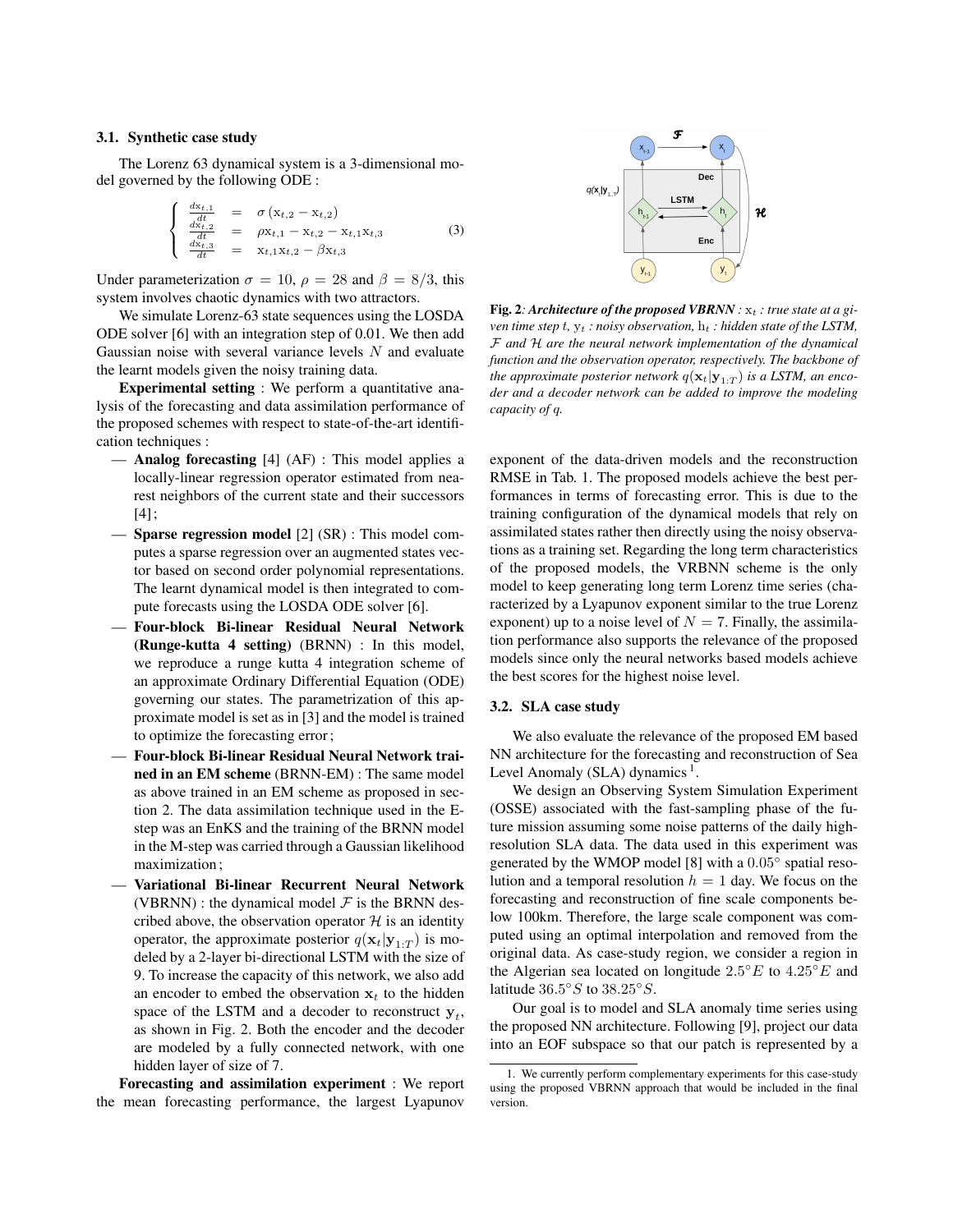### 3.1. Synthetic case study

The Lorenz 63 dynamical system is a 3-dimensional model governed by the following ODE :

$$\left\{ \begin{array}{lcl} \frac{dx_{t,1}}{dt} & = & \sigma\left(x_{t,2} - x_{t,2}\right) \\ \frac{dx_{t,2}}{dt} & = & \rho x_{t,1} - x_{t,2} - x_{t,1}x_{t,3} \\ \frac{dx_{t,3}}{dt} & = & x_{t,1}x_{t,2} - \beta x_{t,3} \end{array} \right. \quad (3)$$

Under parameterization $\sigma = 10$, $\rho = 28$ and $\beta = 8/3$, this system involves chaotic dynamics with two attractors.

We simulate Lorenz-63 state sequences using the LOSDA ODE solver [6] with an integration step of 0.01. We then add Gaussian noise with several variance levels $N$ and evaluate the learnt models given the noisy training data.

**Experimental setting** : We perform a quantitative analysis of the forecasting and data assimilation performance of the proposed schemes with respect to state-of-the-art identification techniques :

- **Analog forecasting** [4] (AF) : This model applies a locally-linear regression operator estimated from nearest neighbors of the current state and their successors [4] ;
- **Sparse regression model** [2] (SR) : This model computes a sparse regression over an augmented states vector based on second order polynomial representations. The learnt dynamical model is then integrated to compute forecasts using the LOSDA ODE solver [6].
- **Four-block Bi-linear Residual Neural Network (Runge-kutta 4 setting)** (BRNN) : In this model, we reproduce a runge kutta 4 integration scheme of an approximate Ordinary Differential Equation (ODE) governing our states. The parametrization of this approximate model is set as in [3] and the model is trained to optimize the forecasting error ;
- **Four-block Bi-linear Residual Neural Network trained in an EM scheme** (BRNN-EM) : The same model as above trained in an EM scheme as proposed in section 2. The data assimilation technique used in the E-step was an EnKS and the training of the BRNN model in the M-step was carried through a Gaussian likelihood maximization ;
- **Variational Bi-linear Recurrent Neural Network** (VBRNN) : the dynamical model $\mathcal{F}$ is the BRNN described above, the observation operator $\mathcal{H}$ is an identity operator, the approximate posterior $q(\mathbf{x}_t|\mathbf{y}_{1:T})$ is modeled by a 2-layer bi-directional LSTM with the size of 9. To increase the capacity of this network, we also add an encoder to embed the observation $\mathbf{x}_t$ to the hidden space of the LSTM and a decoder to reconstruct $\mathbf{y}_t$, as shown in Fig. 2. Both the encoder and the decoder are modeled by a fully connected network, with one hidden layer of size of 7.

**Forecasting and assimilation experiment** : We report the mean forecasting performance, the largest Lyapunov exponent of the data-driven models and the reconstruction RMSE in Tab. 1. The proposed models achieve the best performances in terms of forecasting error. This is due to the training configuration of the dynamical models that rely on assimilated states rather then directly using the noisy observations as a training set. Regarding the long term characteristics of the proposed models, the VRBNN scheme is the only model to keep generating long term Lorenz time series (characterized by a Lyapunov exponent similar to the true Lorenz exponent) up to a noise level of $N = 7$. Finally, the assimilation performance also supports the relevance of the proposed models since only the neural networks based models achieve the best scores for the highest noise level.

**Fig. 2**: ***Architecture of the proposed VBRNN*** *: $\mathrm{x}_t$ : true state at a given time step $t$, $\mathrm{y}_t$ : noisy observation, $\mathrm{h}_t$ : hidden state of the LSTM, $\mathcal{F}$ and $\mathcal{H}$ are the neural network implementation of the dynamical function and the observation operator, respectively. The backbone of the approximate posterior network $q(\mathbf{x}_t|\mathbf{y}_{1:T})$ is a LSTM, an encoder and a decoder network can be added to improve the modeling capacity of q.*

### 3.2. SLA case study

We also evaluate the relevance of the proposed EM based NN architecture for the forecasting and reconstruction of Sea Level Anomaly (SLA) dynamics [1].

We design an Observing System Simulation Experiment (OSSE) associated with the fast-sampling phase of the future mission assuming some noise patterns of the daily high-resolution SLA data. The data used in this experiment was generated by the WMOP model [8] with a $0.05°$ spatial resolution and a temporal resolution $h = 1$ day. We focus on the forecasting and reconstruction of fine scale components below 100km. Therefore, the large scale component was computed using an optimal interpolation and removed from the original data. As case-study region, we consider a region in the Algerian sea located on longitude $2.5°E$ to $4.25°E$ and latitude $36.5°S$ to $38.25°S$.

Our goal is to model and SLA anomaly time series using the proposed NN architecture. Following [9], project our data into an EOF subspace so that our patch is represented by a

1. We currently perform complementary experiments for this case-study using the proposed VBRNN approach that would be included in the final version.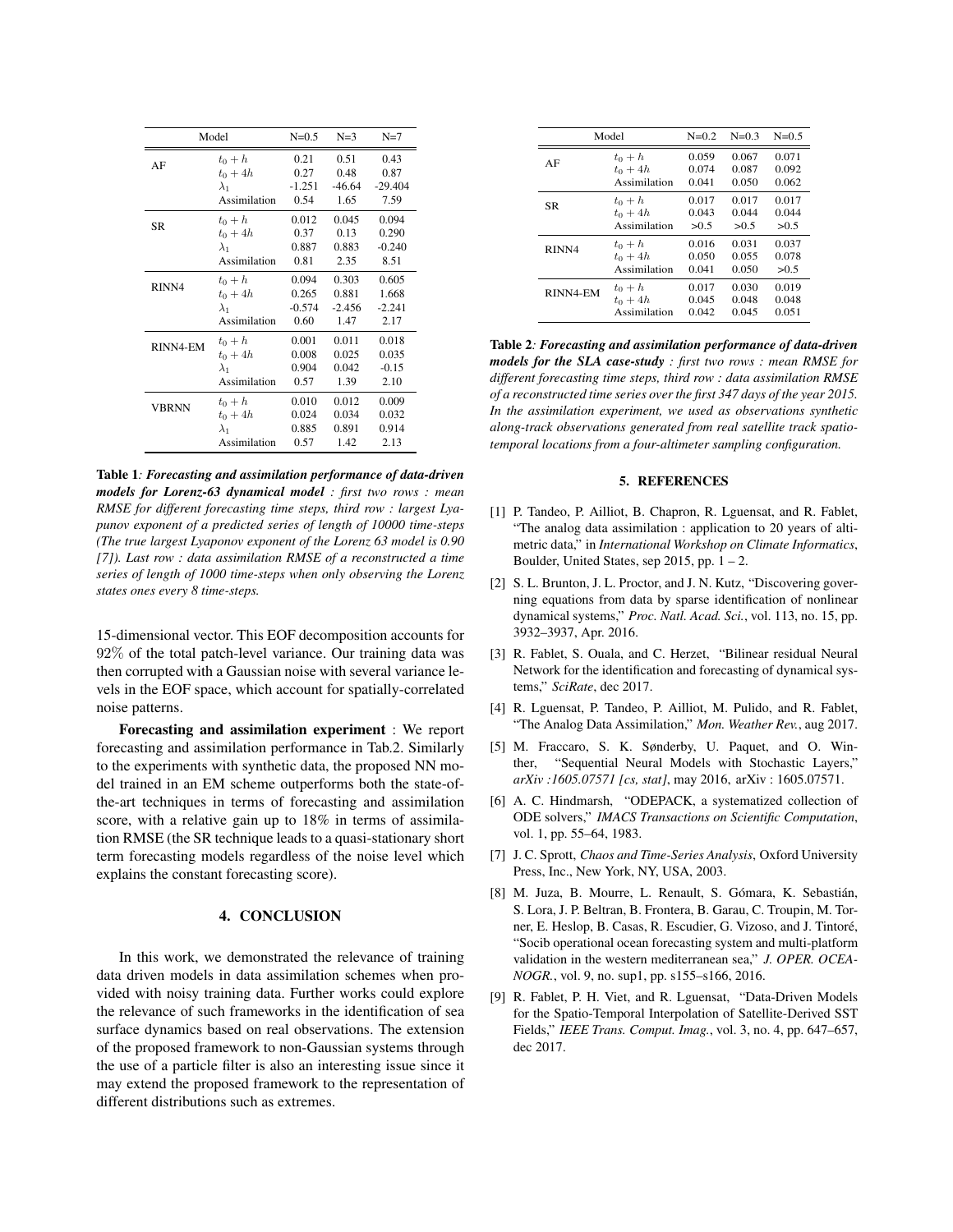| Model | | N=0.5 | N=3 | N=7 |
|---|---|---|---|---|
| AF | $t_0 + h$ | 0.21 | 0.51 | 0.43 |
| | $t_0 + 4h$ | 0.27 | 0.48 | 0.87 |
| | $\lambda_1$ | -1.251 | -46.64 | -29.404 |
| | Assimilation | 0.54 | 1.65 | 7.59 |
| SR | $t_0 + h$ | 0.012 | 0.045 | 0.094 |
| | $t_0 + 4h$ | 0.37 | 0.13 | 0.290 |
| | $\lambda_1$ | 0.887 | 0.883 | -0.240 |
| | Assimilation | 0.81 | 2.35 | 8.51 |
| RINN4 | $t_0 + h$ | 0.094 | 0.303 | 0.605 |
| | $t_0 + 4h$ | 0.265 | 0.881 | 1.668 |
| | $\lambda_1$ | -0.574 | -2.456 | -2.241 |
| | Assimilation | 0.60 | 1.47 | 2.17 |
| RINN4-EM | $t_0 + h$ | 0.001 | 0.011 | 0.018 |
| | $t_0 + 4h$ | 0.008 | 0.025 | 0.035 |
| | $\lambda_1$ | 0.904 | 0.042 | -0.15 |
| | Assimilation | 0.57 | 1.39 | 2.10 |
| VBRNN | $t_0 + h$ | 0.010 | 0.012 | 0.009 |
| | $t_0 + 4h$ | 0.024 | 0.034 | 0.032 |
| | $\lambda_1$ | 0.885 | 0.891 | 0.914 |
| | Assimilation | 0.57 | 1.42 | 2.13 |

**Table 1***: Forecasting and assimilation performance of data-driven models for Lorenz-63 dynamical model : first two rows : mean RMSE for different forecasting time steps, third row : largest Lyapunov exponent of a predicted series of length of 10000 time-steps (The true largest Lyaponov exponent of the Lorenz 63 model is 0.90 [7]). Last row : data assimilation RMSE of a reconstructed a time series of length of 1000 time-steps when only observing the Lorenz states ones every 8 time-steps.*

15-dimensional vector. This EOF decomposition accounts for $92\%$ of the total patch-level variance. Our training data was then corrupted with a Gaussian noise with several variance levels in the EOF space, which account for spatially-correlated noise patterns.

**Forecasting and assimilation experiment** : We report forecasting and assimilation performance in Tab.2. Similarly to the experiments with synthetic data, the proposed NN model trained in an EM scheme outperforms both the state-of-the-art techniques in terms of forecasting and assimilation score, with a relative gain up to 18% in terms of assimilation RMSE (the SR technique leads to a quasi-stationary short term forecasting models regardless of the noise level which explains the constant forecasting score).

## 4. CONCLUSION

In this work, we demonstrated the relevance of training data driven models in data assimilation schemes when provided with noisy training data. Further works could explore the relevance of such frameworks in the identification of sea surface dynamics based on real observations. The extension of the proposed framework to non-Gaussian systems through the use of a particle filter is also an interesting issue since it may extend the proposed framework to the representation of different distributions such as extremes.

| Model | | N=0.2 | N=0.3 | N=0.5 |
|---|---|---|---|---|
| AF | $t_0 + h$ | 0.059 | 0.067 | 0.071 |
| | $t_0 + 4h$ | 0.074 | 0.087 | 0.092 |
| | Assimilation | 0.041 | 0.050 | 0.062 |
| SR | $t_0 + h$ | 0.017 | 0.017 | 0.017 |
| | $t_0 + 4h$ | 0.043 | 0.044 | 0.044 |
| | Assimilation | >0.5 | >0.5 | >0.5 |
| RINN4 | $t_0 + h$ | 0.016 | 0.031 | 0.037 |
| | $t_0 + 4h$ | 0.050 | 0.055 | 0.078 |
| | Assimilation | 0.041 | 0.050 | >0.5 |
| RINN4-EM | $t_0 + h$ | 0.017 | 0.030 | 0.019 |
| | $t_0 + 4h$ | 0.045 | 0.048 | 0.048 |
| | Assimilation | 0.042 | 0.045 | 0.051 |

**Table 2***: Forecasting and assimilation performance of data-driven models for the SLA case-study : first two rows : mean RMSE for different forecasting time steps, third row : data assimilation RMSE of a reconstructed time series over the first 347 days of the year 2015. In the assimilation experiment, we used as observations synthetic along-track observations generated from real satellite track spatio-temporal locations from a four-altimeter sampling configuration.*

## 5. REFERENCES

[1] P. Tandeo, P. Ailliot, B. Chapron, R. Lguensat, and R. Fablet, "The analog data assimilation : application to 20 years of altimetric data," in *International Workshop on Climate Informatics*, Boulder, United States, sep 2015, pp. 1 – 2.

[2] S. L. Brunton, J. L. Proctor, and J. N. Kutz, "Discovering governing equations from data by sparse identification of nonlinear dynamical systems," *Proc. Natl. Acad. Sci.*, vol. 113, no. 15, pp. 3932–3937, Apr. 2016.

[3] R. Fablet, S. Ouala, and C. Herzet, "Bilinear residual Neural Network for the identification and forecasting of dynamical systems," *SciRate*, dec 2017.

[4] R. Lguensat, P. Tandeo, P. Ailliot, M. Pulido, and R. Fablet, "The Analog Data Assimilation," *Mon. Weather Rev.*, aug 2017.

[5] M. Fraccaro, S. K. Sønderby, U. Paquet, and O. Winther, "Sequential Neural Models with Stochastic Layers," *arXiv :1605.07571 [cs, stat]*, may 2016, arXiv : 1605.07571.

[6] A. C. Hindmarsh, "ODEPACK, a systematized collection of ODE solvers," *IMACS Transactions on Scientific Computation*, vol. 1, pp. 55–64, 1983.

[7] J. C. Sprott, *Chaos and Time-Series Analysis*, Oxford University Press, Inc., New York, NY, USA, 2003.

[8] M. Juza, B. Mourre, L. Renault, S. Gómara, K. Sebastián, S. Lora, J. P. Beltran, B. Frontera, B. Garau, C. Troupin, M. Torner, E. Heslop, B. Casas, R. Escudier, G. Vizoso, and J. Tintoré, "Socib operational ocean forecasting system and multi-platform validation in the western mediterranean sea," *J. OPER. OCEANOGR.*, vol. 9, no. sup1, pp. s155–s166, 2016.

[9] R. Fablet, P. H. Viet, and R. Lguensat, "Data-Driven Models for the Spatio-Temporal Interpolation of Satellite-Derived SST Fields," *IEEE Trans. Comput. Imag.*, vol. 3, no. 4, pp. 647–657, dec 2017.